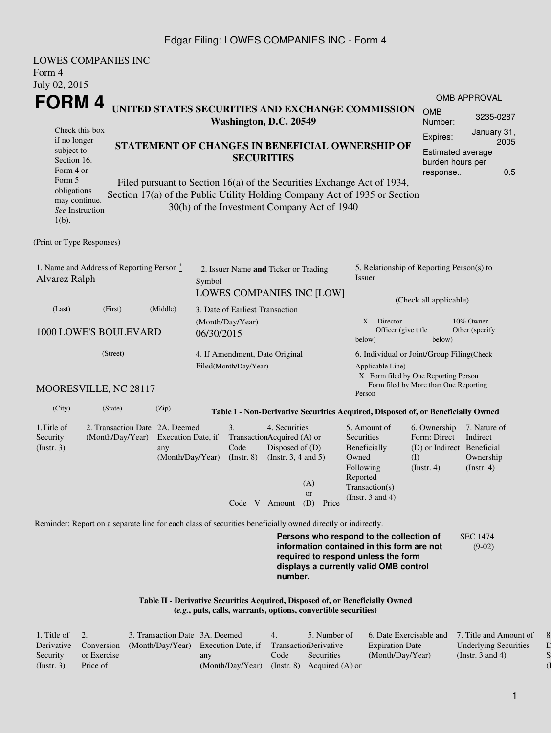LOWES COMPANIES INC
Form 4
July 02, 2015

# FORM 4

**UNITED STATES SECURITIES AND EXCHANGE COMMISSION**
**Washington, D.C. 20549**

Check this box if no longer subject to Section 16. Form 4 or Form 5 obligations may continue. *See* Instruction 1(b).

**STATEMENT OF CHANGES IN BENEFICIAL OWNERSHIP OF SECURITIES**

Filed pursuant to Section 16(a) of the Securities Exchange Act of 1934, Section 17(a) of the Public Utility Holding Company Act of 1935 or Section 30(h) of the Investment Company Act of 1940

| OMB APPROVAL | |
|---|---|
| OMB Number: | 3235-0287 |
| Expires: | January 31, 2005 |
| Estimated average burden hours per response... | 0.5 |

(Print or Type Responses)

1. Name and Address of Reporting Person *
Alvarez Ralph

(Last) (First) (Middle)

1000 LOWE'S BOULEVARD

(Street)

MOORESVILLE, NC 28117

(City) (State) (Zip)

2. Issuer Name **and** Ticker or Trading Symbol
LOWES COMPANIES INC [LOW]

3. Date of Earliest Transaction (Month/Day/Year)
06/30/2015

4. If Amendment, Date Original Filed(Month/Day/Year)

5. Relationship of Reporting Person(s) to Issuer

(Check all applicable)

\_\_X\_\_ Director
\_\_\_\_\_ 10% Owner
\_\_\_\_\_ Officer (give title below)
\_\_\_\_\_ Other (specify below)

6. Individual or Joint/Group Filing(Check Applicable Line)
\_X\_ Form filed by One Reporting Person
\_\_\_ Form filed by More than One Reporting Person

**Table I - Non-Derivative Securities Acquired, Disposed of, or Beneficially Owned**

| 1.Title of Security (Instr. 3) | 2. Transaction Date (Month/Day/Year) | 2A. Deemed Execution Date, if any (Month/Day/Year) | 3. Transaction Code (Instr. 8) | | 4. Securities Acquired (A) or Disposed of (D) (Instr. 3, 4 and 5) | | | 5. Amount of Securities Beneficially Owned Following Reported Transaction(s) (Instr. 3 and 4) | 6. Ownership Form: Direct (D) or Indirect (I) (Instr. 4) | 7. Nature of Indirect Beneficial Ownership (Instr. 4) |
|---|---|---|---|---|---|---|---|---|---|---|
| | | | Code | V | Amount | (A) or (D) | Price | | | |

Reminder: Report on a separate line for each class of securities beneficially owned directly or indirectly.

**Persons who respond to the collection of information contained in this form are not required to respond unless the form displays a currently valid OMB control number.**

SEC 1474 (9-02)

**Table II - Derivative Securities Acquired, Disposed of, or Beneficially Owned**
**(*e.g.*, puts, calls, warrants, options, convertible securities)**

| 1. Title of Derivative Security (Instr. 3) | 2. Conversion or Exercise Price of | 3. Transaction Date (Month/Day/Year) | 3A. Deemed Execution Date, if any (Month/Day/Year) | 4. Transaction Code (Instr. 8) | 5. Number of Derivative Securities Acquired (A) or | 6. Date Exercisable and Expiration Date (Month/Day/Year) | 7. Title and Amount of Underlying Securities (Instr. 3 and 4) | 8. D S (I |
|---|---|---|---|---|---|---|---|---|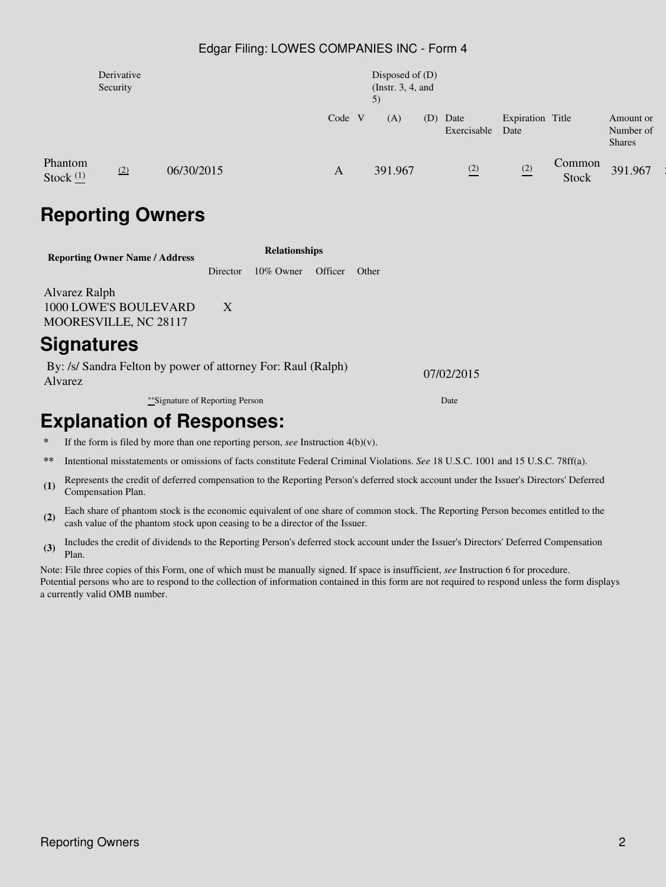| Derivative Security | | | | | | Disposed of (D) (Instr. 3, 4, and 5) | | | | | |
|---|---|---|---|---|---|---|---|---|---|---|---|
| | | | Code | V | (A) | (D) | Date Exercisable | Expiration Date | Title | Amount or Number of Shares | |
| Phantom Stock (1) | (2) | 06/30/2015 | A | | 391.967 | | (2) | (2) | Common Stock | 391.967 | |

## Reporting Owners

| Reporting Owner Name / Address | Relationships | | | |
|---|---|---|---|---|
| | Director | 10% Owner | Officer | Other |
| Alvarez Ralph<br>1000 LOWE'S BOULEVARD<br>MOORESVILLE, NC 28117 | X | | | |

## Signatures

| | |
|---|---|
| By: /s/ Sandra Felton by power of attorney For: Raul (Ralph) Alvarez | 07/02/2015 |
| **Signature of Reporting Person | Date |

## Explanation of Responses:

- \* If the form is filed by more than one reporting person, *see* Instruction 4(b)(v).
- \*\* Intentional misstatements or omissions of facts constitute Federal Criminal Violations. *See* 18 U.S.C. 1001 and 15 U.S.C. 78ff(a).
- **(1)** Represents the credit of deferred compensation to the Reporting Person's deferred stock account under the Issuer's Directors' Deferred Compensation Plan.
- **(2)** Each share of phantom stock is the economic equivalent of one share of common stock. The Reporting Person becomes entitled to the cash value of the phantom stock upon ceasing to be a director of the Issuer.
- **(3)** Includes the credit of dividends to the Reporting Person's deferred stock account under the Issuer's Directors' Deferred Compensation Plan.

Note: File three copies of this Form, one of which must be manually signed. If space is insufficient, *see* Instruction 6 for procedure.
Potential persons who are to respond to the collection of information contained in this form are not required to respond unless the form displays a currently valid OMB number.